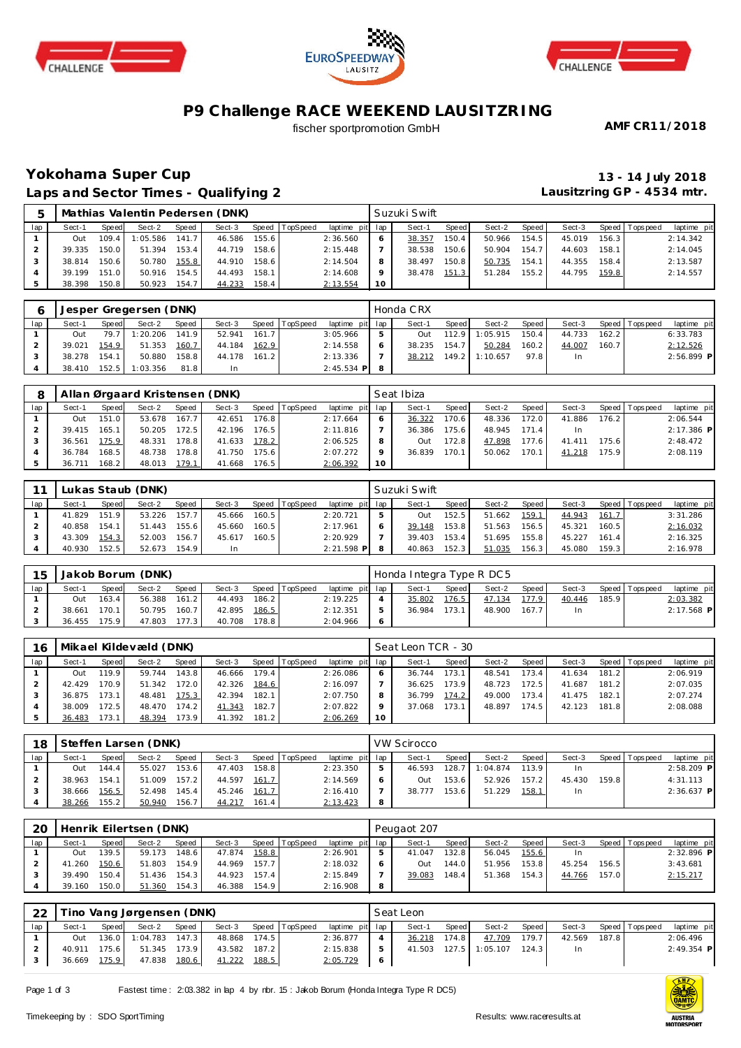# P9 Challenge RACE WEEKEND LAUSITZRING

fischer sportpromotion GmbH

**AMF CR11/2018**

## Yokohama Super Cup

## Laps and Sector Times - Qualifying 2

**13 - 14 July 2018**

**Lausitzring GP - 4534 mtr.**

### 5 Mathias Valentin Pedersen (DNK) — Suzuki Swift

| lap | Sect-1 | Speed | Sect-2 | Speed | Sect-3 | Speed | TopSpeed | laptime | pit | lap | Sect-1 | Speed | Sect-2 | Speed | Sect-3 | Speed | Topspeed | laptime | pit |
|---|---|---|---|---|---|---|---|---|---|---|---|---|---|---|---|---|---|---|---|
| 1 | Out | 109.4 | 1:05.586 | 141.7 | 46.586 | 155.6 | | 2:36.560 | | 6 | 38.357 | 150.4 | 50.966 | 154.5 | 45.019 | 156.3 | | 2:14.342 | |
| 2 | 39.335 | 150.0 | 51.394 | 153.4 | 44.719 | 158.6 | | 2:15.448 | | 7 | 38.538 | 150.6 | 50.904 | 154.7 | 44.603 | 158.1 | | 2:14.045 | |
| 3 | 38.814 | 150.6 | 50.780 | 155.8 | 44.910 | 158.6 | | 2:14.504 | | 8 | 38.497 | 150.8 | 50.735 | 154.1 | 44.355 | 158.4 | | 2:13.587 | |
| 4 | 39.199 | 151.0 | 50.916 | 154.5 | 44.493 | 158.1 | | 2:14.608 | | 9 | 38.478 | 151.3 | 51.284 | 155.2 | 44.795 | 159.8 | | 2:14.557 | |
| 5 | 38.398 | 150.8 | 50.923 | 154.7 | 44.233 | 158.4 | | 2:13.554 | | 10 | | | | | | | | | |

### 6 Jesper Gregersen (DNK) — Honda CRX

| lap | Sect-1 | Speed | Sect-2 | Speed | Sect-3 | Speed | TopSpeed | laptime | pit | lap | Sect-1 | Speed | Sect-2 | Speed | Sect-3 | Speed | Topspeed | laptime | pit |
|---|---|---|---|---|---|---|---|---|---|---|---|---|---|---|---|---|---|---|---|
| 1 | Out | 79.7 | 1:20.206 | 141.9 | 52.941 | 161.7 | | 3:05.966 | | 5 | Out | 112.9 | 1:05.915 | 150.4 | 44.733 | 162.2 | | 6:33.783 | |
| 2 | 39.021 | 154.9 | 51.353 | 160.7 | 44.184 | 162.9 | | 2:14.558 | | 6 | 38.235 | 154.7 | 50.284 | 160.2 | 44.007 | 160.7 | | 2:12.526 | |
| 3 | 38.278 | 154.1 | 50.880 | 158.8 | 44.178 | 161.2 | | 2:13.336 | | 7 | 38.212 | 149.2 | 1:10.657 | 97.8 | In | | | 2:56.899 | P |
| 4 | 38.410 | 152.5 | 1:03.356 | 81.8 | In | | | 2:45.534 | P | 8 | | | | | | | | | |

### 8 Allan Ørgaard Kristensen (DNK) — Seat Ibiza

| lap | Sect-1 | Speed | Sect-2 | Speed | Sect-3 | Speed | TopSpeed | laptime | pit | lap | Sect-1 | Speed | Sect-2 | Speed | Sect-3 | Speed | Topspeed | laptime | pit |
|---|---|---|---|---|---|---|---|---|---|---|---|---|---|---|---|---|---|---|---|
| 1 | Out | 151.0 | 53.678 | 167.7 | 42.651 | 176.8 | | 2:17.664 | | 6 | 36.322 | 170.6 | 48.336 | 172.0 | 41.886 | 176.2 | | 2:06.544 | |
| 2 | 39.415 | 165.1 | 50.205 | 172.5 | 42.196 | 176.5 | | 2:11.816 | | 7 | 36.386 | 175.6 | 48.945 | 171.4 | In | | | 2:17.386 | P |
| 3 | 36.561 | 175.9 | 48.331 | 178.8 | 41.633 | 178.2 | | 2:06.525 | | 8 | Out | 172.8 | 47.898 | 177.6 | 41.411 | 175.6 | | 2:48.472 | |
| 4 | 36.784 | 168.5 | 48.738 | 178.8 | 41.750 | 175.6 | | 2:07.272 | | 9 | 36.839 | 170.1 | 50.062 | 170.1 | 41.218 | 175.9 | | 2:08.119 | |
| 5 | 36.711 | 168.2 | 48.013 | 179.1 | 41.668 | 176.5 | | 2:06.392 | | 10 | | | | | | | | | |

### 11 Lukas Staub (DNK) — Suzuki Swift

| lap | Sect-1 | Speed | Sect-2 | Speed | Sect-3 | Speed | TopSpeed | laptime | pit | lap | Sect-1 | Speed | Sect-2 | Speed | Sect-3 | Speed | Topspeed | laptime | pit |
|---|---|---|---|---|---|---|---|---|---|---|---|---|---|---|---|---|---|---|---|
| 1 | 41.829 | 151.9 | 53.226 | 157.7 | 45.666 | 160.5 | | 2:20.721 | | 5 | Out | 152.5 | 51.662 | 159.1 | 44.943 | 161.7 | | 3:31.286 | |
| 2 | 40.858 | 154.1 | 51.443 | 155.6 | 45.660 | 160.5 | | 2:17.961 | | 6 | 39.148 | 153.8 | 51.563 | 156.5 | 45.321 | 160.5 | | 2:16.032 | |
| 3 | 43.309 | 154.3 | 52.003 | 156.7 | 45.617 | 160.5 | | 2:20.929 | | 7 | 39.403 | 153.4 | 51.695 | 155.8 | 45.227 | 161.4 | | 2:16.325 | |
| 4 | 40.930 | 152.5 | 52.673 | 154.9 | In | | | 2:21.598 | P | 8 | 40.863 | 152.3 | 51.035 | 156.3 | 45.080 | 159.3 | | 2:16.978 | |

### 15 Jakob Borum (DNK) — Honda Integra Type R DC5

| lap | Sect-1 | Speed | Sect-2 | Speed | Sect-3 | Speed | TopSpeed | laptime | pit | lap | Sect-1 | Speed | Sect-2 | Speed | Sect-3 | Speed | Topspeed | laptime | pit |
|---|---|---|---|---|---|---|---|---|---|---|---|---|---|---|---|---|---|---|---|
| 1 | Out | 163.4 | 56.388 | 161.2 | 44.493 | 186.2 | | 2:19.225 | | 4 | 35.802 | 176.5 | 47.134 | 177.9 | 40.446 | 185.9 | | 2:03.382 | |
| 2 | 38.661 | 170.1 | 50.795 | 160.7 | 42.895 | 186.5 | | 2:12.351 | | 5 | 36.984 | 173.1 | 48.900 | 167.7 | In | | | 2:17.568 | P |
| 3 | 36.455 | 175.9 | 47.803 | 177.3 | 40.708 | 178.8 | | 2:04.966 | | 6 | | | | | | | | | |

### 16 Mikael Kildevæld (DNK) — Seat Leon TCR - 30

| lap | Sect-1 | Speed | Sect-2 | Speed | Sect-3 | Speed | TopSpeed | laptime | pit | lap | Sect-1 | Speed | Sect-2 | Speed | Sect-3 | Speed | Topspeed | laptime | pit |
|---|---|---|---|---|---|---|---|---|---|---|---|---|---|---|---|---|---|---|---|
| 1 | Out | 119.9 | 59.744 | 143.8 | 46.666 | 179.4 | | 2:26.086 | | 6 | 36.744 | 173.1 | 48.541 | 173.4 | 41.634 | 181.2 | | 2:06.919 | |
| 2 | 42.429 | 170.9 | 51.342 | 172.0 | 42.326 | 184.6 | | 2:16.097 | | 7 | 36.625 | 173.9 | 48.723 | 172.5 | 41.687 | 181.2 | | 2:07.035 | |
| 3 | 36.875 | 173.1 | 48.481 | 175.3 | 42.394 | 182.1 | | 2:07.750 | | 8 | 36.799 | 174.2 | 49.000 | 173.4 | 41.475 | 182.1 | | 2:07.274 | |
| 4 | 38.009 | 172.5 | 48.470 | 174.2 | 41.343 | 182.7 | | 2:07.822 | | 9 | 37.068 | 173.1 | 48.897 | 174.5 | 42.123 | 181.8 | | 2:08.088 | |
| 5 | 36.483 | 173.1 | 48.394 | 173.9 | 41.392 | 181.2 | | 2:06.269 | | 10 | | | | | | | | | |

### 18 Steffen Larsen (DNK) — VW Scirocco

| lap | Sect-1 | Speed | Sect-2 | Speed | Sect-3 | Speed | TopSpeed | laptime | pit | lap | Sect-1 | Speed | Sect-2 | Speed | Sect-3 | Speed | Topspeed | laptime | pit |
|---|---|---|---|---|---|---|---|---|---|---|---|---|---|---|---|---|---|---|---|
| 1 | Out | 144.4 | 55.027 | 153.6 | 47.403 | 158.8 | | 2:23.350 | | 5 | 46.593 | 128.7 | 1:04.874 | 113.9 | In | | | 2:58.209 | P |
| 2 | 38.963 | 154.1 | 51.009 | 157.2 | 44.597 | 161.7 | | 2:14.569 | | 6 | Out | 153.6 | 52.926 | 157.2 | 45.430 | 159.8 | | 4:31.113 | |
| 3 | 38.666 | 156.5 | 52.498 | 145.4 | 45.246 | 161.7 | | 2:16.410 | | 7 | 38.777 | 153.6 | 51.229 | 158.1 | In | | | 2:36.637 | P |
| 4 | 38.266 | 155.2 | 50.940 | 156.7 | 44.217 | 161.4 | | 2:13.423 | | 8 | | | | | | | | | |

### 20 Henrik Eilertsen (DNK) — Peugeot 207

| lap | Sect-1 | Speed | Sect-2 | Speed | Sect-3 | Speed | TopSpeed | laptime | pit | lap | Sect-1 | Speed | Sect-2 | Speed | Sect-3 | Speed | Topspeed | laptime | pit |
|---|---|---|---|---|---|---|---|---|---|---|---|---|---|---|---|---|---|---|---|
| 1 | Out | 139.5 | 59.173 | 148.6 | 47.874 | 158.8 | | 2:26.901 | | 5 | 41.047 | 132.8 | 56.045 | 155.6 | In | | | 2:32.896 | P |
| 2 | 41.260 | 150.6 | 51.803 | 154.9 | 44.969 | 157.7 | | 2:18.032 | | 6 | Out | 144.0 | 51.956 | 153.8 | 45.254 | 156.5 | | 3:43.681 | |
| 3 | 39.490 | 150.4 | 51.436 | 154.3 | 44.923 | 157.4 | | 2:15.849 | | 7 | 39.083 | 148.4 | 51.368 | 154.3 | 44.766 | 157.0 | | 2:15.217 | |
| 4 | 39.160 | 150.0 | 51.360 | 154.3 | 46.388 | 154.9 | | 2:16.908 | | 8 | | | | | | | | | |

### 22 Tino Vang Jørgensen (DNK) — Seat Leon

| lap | Sect-1 | Speed | Sect-2 | Speed | Sect-3 | Speed | TopSpeed | laptime | pit | lap | Sect-1 | Speed | Sect-2 | Speed | Sect-3 | Speed | Topspeed | laptime | pit |
|---|---|---|---|---|---|---|---|---|---|---|---|---|---|---|---|---|---|---|---|
| 1 | Out | 136.0 | 1:04.783 | 147.3 | 48.868 | 174.5 | | 2:36.877 | | 4 | 36.218 | 174.8 | 47.709 | 179.7 | 42.569 | 187.8 | | 2:06.496 | |
| 2 | 40.911 | 175.6 | 51.345 | 173.9 | 43.582 | 187.2 | | 2:15.838 | | 5 | 41.503 | 127.5 | 1:05.107 | 124.3 | In | | | 2:49.354 | P |
| 3 | 36.669 | 175.9 | 47.838 | 180.6 | 41.222 | 188.5 | | 2:05.729 | | 6 | | | | | | | | | |

Fastest time : 2:03.382 in lap 4 by nbr. 15 : Jakob Borum (Honda Integra Type R DC5)

Timekeeping by : SDO SportTiming

Results: www.raceresults.at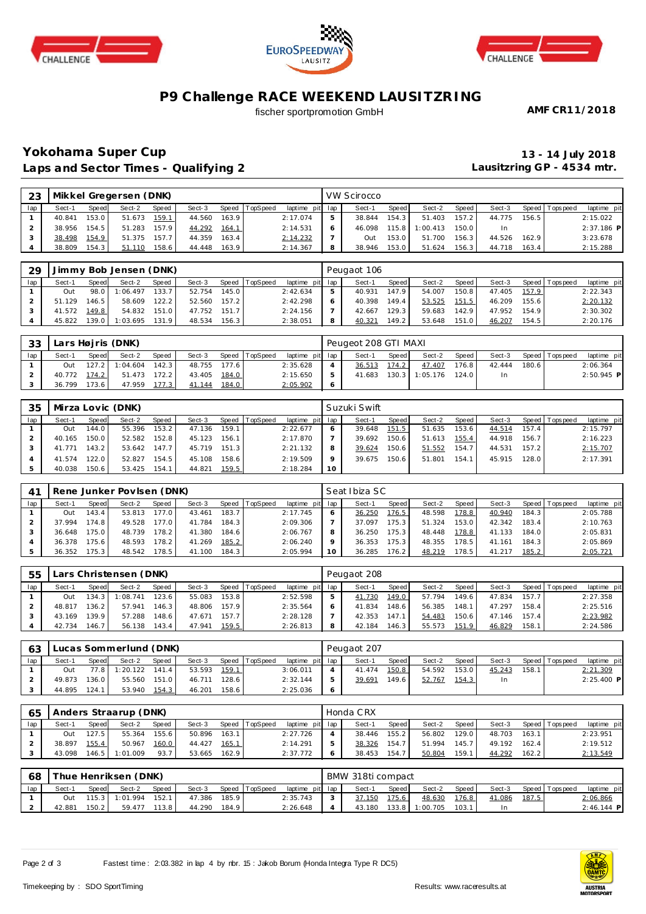# P9 Challenge RACE WEEKEND LAUSITZRING

fischer sportpromotion GmbH

**AMF CR11/2018**

## Yokohama Super Cup

## Laps and Sector Times - Qualifying 2

**13 - 14 July 2018**

**Lausitzring GP - 4534 mtr.**

### 23 Mikkel Gregersen (DNK) — VW Scirocco

| lap | Sect-1 | Speed | Sect-2 | Speed | Sect-3 | Speed | TopSpeed | laptime pit | lap | Sect-1 | Speed | Sect-2 | Speed | Sect-3 | Speed | Topspeed | laptime pit |
|---|---|---|---|---|---|---|---|---|---|---|---|---|---|---|---|---|---|
| 1 | 40.841 | 153.0 | 51.673 | 159.1 | 44.560 | 163.9 | | 2:17.074 | 5 | 38.844 | 154.3 | 51.403 | 157.2 | 44.775 | 156.5 | | 2:15.022 |
| 2 | 38.956 | 154.5 | 51.283 | 157.9 | 44.292 | 164.1 | | 2:14.531 | 6 | 46.098 | 115.8 | 1:00.413 | 150.0 | In | | | 2:37.186 P |
| 3 | 38.498 | 154.9 | 51.375 | 157.7 | 44.359 | 163.4 | | 2:14.232 | 7 | Out | 153.0 | 51.700 | 156.3 | 44.526 | 162.9 | | 3:23.678 |
| 4 | 38.809 | 154.3 | 51.110 | 158.6 | 44.448 | 163.9 | | 2:14.367 | 8 | 38.946 | 153.0 | 51.624 | 156.3 | 44.718 | 163.4 | | 2:15.288 |

### 29 Jimmy Bob Jensen (DNK) — Peugaot 106

| lap | Sect-1 | Speed | Sect-2 | Speed | Sect-3 | Speed | TopSpeed | laptime pit | lap | Sect-1 | Speed | Sect-2 | Speed | Sect-3 | Speed | Topspeed | laptime pit |
|---|---|---|---|---|---|---|---|---|---|---|---|---|---|---|---|---|---|
| 1 | Out | 98.0 | 1:06.497 | 133.7 | 52.754 | 145.0 | | 2:42.634 | 5 | 40.931 | 147.9 | 54.007 | 150.8 | 47.405 | 157.9 | | 2:22.343 |
| 2 | 51.129 | 146.5 | 58.609 | 122.2 | 52.560 | 157.2 | | 2:42.298 | 6 | 40.398 | 149.4 | 53.525 | 151.5 | 46.209 | 155.6 | | 2:20.132 |
| 3 | 41.572 | 149.8 | 54.832 | 151.0 | 47.752 | 151.7 | | 2:24.156 | 7 | 42.667 | 129.3 | 59.683 | 142.9 | 47.952 | 154.9 | | 2:30.302 |
| 4 | 45.822 | 139.0 | 1:03.695 | 131.9 | 48.534 | 156.3 | | 2:38.051 | 8 | 40.321 | 149.2 | 53.648 | 151.0 | 46.207 | 154.5 | | 2:20.176 |

### 33 Lars Højris (DNK) — Peugeot 208 GTI MAXI

| lap | Sect-1 | Speed | Sect-2 | Speed | Sect-3 | Speed | TopSpeed | laptime pit | lap | Sect-1 | Speed | Sect-2 | Speed | Sect-3 | Speed | Topspeed | laptime pit |
|---|---|---|---|---|---|---|---|---|---|---|---|---|---|---|---|---|---|
| 1 | Out | 127.2 | 1:04.604 | 142.3 | 48.755 | 177.6 | | 2:35.628 | 4 | 36.513 | 174.2 | 47.407 | 176.8 | 42.444 | 180.6 | | 2:06.364 |
| 2 | 40.772 | 174.2 | 51.473 | 172.2 | 43.405 | 184.0 | | 2:15.650 | 5 | 41.683 | 130.3 | 1:05.176 | 124.0 | In | | | 2:50.945 P |
| 3 | 36.799 | 173.6 | 47.959 | 177.3 | 41.144 | 184.0 | | 2:05.902 | 6 | | | | | | | | |

### 35 Mirza Lovic (DNK) — Suzuki Swift

| lap | Sect-1 | Speed | Sect-2 | Speed | Sect-3 | Speed | TopSpeed | laptime pit | lap | Sect-1 | Speed | Sect-2 | Speed | Sect-3 | Speed | Topspeed | laptime pit |
|---|---|---|---|---|---|---|---|---|---|---|---|---|---|---|---|---|---|
| 1 | Out | 144.0 | 55.396 | 153.2 | 47.136 | 159.1 | | 2:22.677 | 6 | 39.648 | 151.5 | 51.635 | 153.6 | 44.514 | 157.4 | | 2:15.797 |
| 2 | 40.165 | 150.0 | 52.582 | 152.8 | 45.123 | 156.1 | | 2:17.870 | 7 | 39.692 | 150.6 | 51.613 | 155.4 | 44.918 | 156.7 | | 2:16.223 |
| 3 | 41.771 | 143.2 | 53.642 | 147.7 | 45.719 | 151.3 | | 2:21.132 | 8 | 39.624 | 150.6 | 51.552 | 154.7 | 44.531 | 157.2 | | 2:15.707 |
| 4 | 41.574 | 122.0 | 52.827 | 154.5 | 45.108 | 158.6 | | 2:19.509 | 9 | 39.675 | 150.6 | 51.801 | 154.1 | 45.915 | 128.0 | | 2:17.391 |
| 5 | 40.038 | 150.6 | 53.425 | 154.1 | 44.821 | 159.5 | | 2:18.284 | 10 | | | | | | | | |

### 41 Rene Junker Povlsen (DNK) — Seat Ibiza SC

| lap | Sect-1 | Speed | Sect-2 | Speed | Sect-3 | Speed | TopSpeed | laptime pit | lap | Sect-1 | Speed | Sect-2 | Speed | Sect-3 | Speed | Topspeed | laptime pit |
|---|---|---|---|---|---|---|---|---|---|---|---|---|---|---|---|---|---|
| 1 | Out | 143.4 | 53.813 | 177.0 | 43.461 | 183.7 | | 2:17.745 | 6 | 36.250 | 176.5 | 48.598 | 178.8 | 40.940 | 184.3 | | 2:05.788 |
| 2 | 37.994 | 174.8 | 49.528 | 177.0 | 41.784 | 184.3 | | 2:09.306 | 7 | 37.097 | 175.3 | 51.324 | 153.0 | 42.342 | 183.4 | | 2:10.763 |
| 3 | 36.648 | 175.0 | 48.739 | 178.2 | 41.380 | 184.6 | | 2:06.767 | 8 | 36.250 | 175.3 | 48.448 | 178.8 | 41.133 | 184.0 | | 2:05.831 |
| 4 | 36.378 | 175.6 | 48.593 | 178.2 | 41.269 | 185.2 | | 2:06.240 | 9 | 36.353 | 175.3 | 48.355 | 178.5 | 41.161 | 184.3 | | 2:05.869 |
| 5 | 36.352 | 175.3 | 48.542 | 178.5 | 41.100 | 184.3 | | 2:05.994 | 10 | 36.285 | 176.2 | 48.219 | 178.5 | 41.217 | 185.2 | | 2:05.721 |

### 55 Lars Christensen (DNK) — Peugaot 208

| lap | Sect-1 | Speed | Sect-2 | Speed | Sect-3 | Speed | TopSpeed | laptime pit | lap | Sect-1 | Speed | Sect-2 | Speed | Sect-3 | Speed | Topspeed | laptime pit |
|---|---|---|---|---|---|---|---|---|---|---|---|---|---|---|---|---|---|
| 1 | Out | 134.3 | 1:08.741 | 123.6 | 55.083 | 153.8 | | 2:52.598 | 5 | 41.730 | 149.0 | 57.794 | 149.6 | 47.834 | 157.7 | | 2:27.358 |
| 2 | 48.817 | 136.2 | 57.941 | 146.3 | 48.806 | 157.9 | | 2:35.564 | 6 | 41.834 | 148.6 | 56.385 | 148.1 | 47.297 | 158.4 | | 2:25.516 |
| 3 | 43.169 | 139.9 | 57.288 | 148.6 | 47.671 | 157.7 | | 2:28.128 | 7 | 42.353 | 147.1 | 54.483 | 150.6 | 47.146 | 157.4 | | 2:23.982 |
| 4 | 42.734 | 146.7 | 56.138 | 143.4 | 47.941 | 159.5 | | 2:26.813 | 8 | 42.184 | 146.3 | 55.573 | 151.9 | 46.829 | 158.1 | | 2:24.586 |

### 63 Lucas Sommerlund (DNK) — Peugaot 207

| lap | Sect-1 | Speed | Sect-2 | Speed | Sect-3 | Speed | TopSpeed | laptime pit | lap | Sect-1 | Speed | Sect-2 | Speed | Sect-3 | Speed | Topspeed | laptime pit |
|---|---|---|---|---|---|---|---|---|---|---|---|---|---|---|---|---|---|
| 1 | Out | 77.8 | 1:20.122 | 141.4 | 53.593 | 159.1 | | 3:06.011 | 4 | 41.474 | 150.8 | 54.592 | 153.0 | 45.243 | 158.1 | | 2:21.309 |
| 2 | 49.873 | 136.0 | 55.560 | 151.0 | 46.711 | 128.6 | | 2:32.144 | 5 | 39.691 | 149.6 | 52.767 | 154.3 | In | | | 2:25.400 P |
| 3 | 44.895 | 124.1 | 53.940 | 154.3 | 46.201 | 158.6 | | 2:25.036 | 6 | | | | | | | | |

### 65 Anders Straarup (DNK) — Honda CRX

| lap | Sect-1 | Speed | Sect-2 | Speed | Sect-3 | Speed | TopSpeed | laptime pit | lap | Sect-1 | Speed | Sect-2 | Speed | Sect-3 | Speed | Topspeed | laptime pit |
|---|---|---|---|---|---|---|---|---|---|---|---|---|---|---|---|---|---|
| 1 | Out | 127.5 | 55.364 | 155.6 | 50.896 | 163.1 | | 2:27.726 | 4 | 38.446 | 155.2 | 56.802 | 129.0 | 48.703 | 163.1 | | 2:23.951 |
| 2 | 38.897 | 155.4 | 50.967 | 160.0 | 44.427 | 165.1 | | 2:14.291 | 5 | 38.326 | 154.7 | 51.994 | 145.7 | 49.192 | 162.4 | | 2:19.512 |
| 3 | 43.098 | 146.5 | 1:01.009 | 93.7 | 53.665 | 162.9 | | 2:37.772 | 6 | 38.453 | 154.7 | 50.804 | 159.1 | 44.292 | 162.2 | | 2:13.549 |

### 68 Thue Henriksen (DNK) — BMW 318ti compact

| lap | Sect-1 | Speed | Sect-2 | Speed | Sect-3 | Speed | TopSpeed | laptime pit | lap | Sect-1 | Speed | Sect-2 | Speed | Sect-3 | Speed | Topspeed | laptime pit |
|---|---|---|---|---|---|---|---|---|---|---|---|---|---|---|---|---|---|
| 1 | Out | 115.3 | 1:01.994 | 152.1 | 47.386 | 185.9 | | 2:35.743 | 3 | 37.150 | 175.6 | 48.630 | 176.8 | 41.086 | 187.5 | | 2:06.866 |
| 2 | 42.881 | 150.2 | 59.477 | 113.8 | 44.290 | 184.9 | | 2:26.648 | 4 | 43.180 | 133.8 | 1:00.705 | 103.1 | In | | | 2:46.144 P |

Fastest time : 2:03.382 in lap 4 by nbr. 15 : Jakob Borum (Honda Integra Type R DC5)

Timekeeping by : SDO SportTiming

Results: www.raceresults.at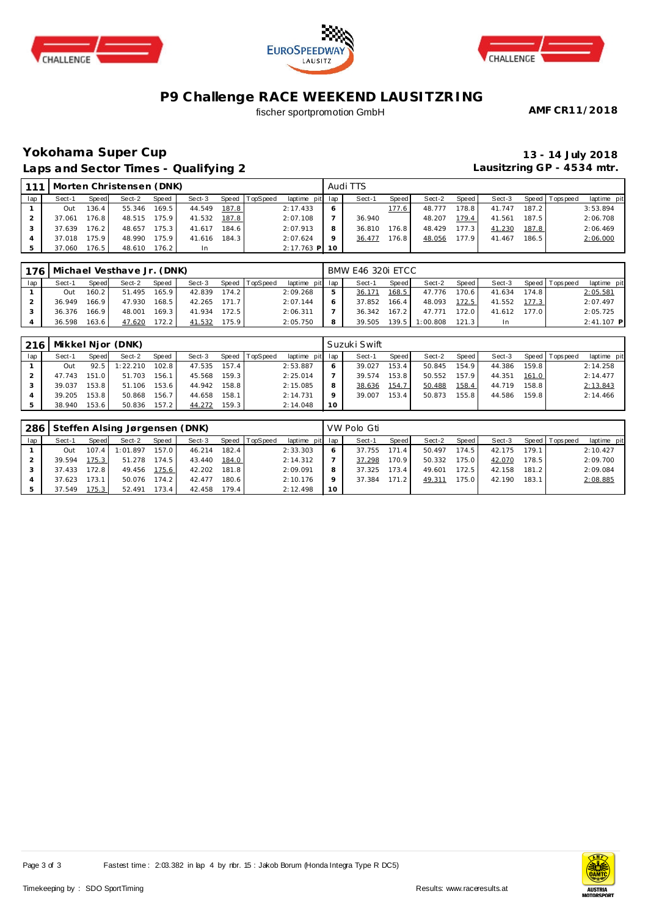# P9 Challenge RACE WEEKEND LAUSITZRING

fischer sportpromotion GmbH

**AMF CR11/2018**

## Yokohama Super Cup

**13 - 14 July 2018**

## Laps and Sector Times - Qualifying 2

**Lausitzring GP - 4534 mtr.**

| 111 | Morten Christensen (DNK) | | | | | | | | Audi TTS | | | | | | | | |
|---|---|---|---|---|---|---|---|---|---|---|---|---|---|---|---|---|---|
| lap | Sect-1 | Speed | Sect-2 | Speed | Sect-3 | Speed | TopSpeed | laptime pit | lap | Sect-1 | Speed | Sect-2 | Speed | Sect-3 | Speed | Topspeed | laptime pit |
| 1 | Out | 136.4 | 55.346 | 169.5 | 44.549 | 187.8 | | 2:17.433 | 6 | | 177.6 | 48.777 | 178.8 | 41.747 | 187.2 | | 3:53.894 |
| 2 | 37.061 | 176.8 | 48.515 | 175.9 | 41.532 | 187.8 | | 2:07.108 | 7 | 36.940 | | 48.207 | 179.4 | 41.561 | 187.5 | | 2:06.708 |
| 3 | 37.639 | 176.2 | 48.657 | 175.3 | 41.617 | 184.6 | | 2:07.913 | 8 | 36.810 | 176.8 | 48.429 | 177.3 | 41.230 | 187.8 | | 2:06.469 |
| 4 | 37.018 | 175.9 | 48.990 | 175.9 | 41.616 | 184.3 | | 2:07.624 | 9 | 36.477 | 176.8 | 48.056 | 177.9 | 41.467 | 186.5 | | 2:06.000 |
| 5 | 37.060 | 176.5 | 48.610 | 176.2 | In | | | 2:17.763 P | 10 | | | | | | | | |

| 176 | Michael Vesthave Jr. (DNK) | | | | | | | | BMW E46 320i ETCC | | | | | | | | |
|---|---|---|---|---|---|---|---|---|---|---|---|---|---|---|---|---|---|
| lap | Sect-1 | Speed | Sect-2 | Speed | Sect-3 | Speed | TopSpeed | laptime pit | lap | Sect-1 | Speed | Sect-2 | Speed | Sect-3 | Speed | Topspeed | laptime pit |
| 1 | Out | 160.2 | 51.495 | 165.9 | 42.839 | 174.2 | | 2:09.268 | 5 | 36.171 | 168.5 | 47.776 | 170.6 | 41.634 | 174.8 | | 2:05.581 |
| 2 | 36.949 | 166.9 | 47.930 | 168.5 | 42.265 | 171.7 | | 2:07.144 | 6 | 37.852 | 166.4 | 48.093 | 172.5 | 41.552 | 177.3 | | 2:07.497 |
| 3 | 36.376 | 166.9 | 48.001 | 169.3 | 41.934 | 172.5 | | 2:06.311 | 7 | 36.342 | 167.2 | 47.771 | 172.0 | 41.612 | 177.0 | | 2:05.725 |
| 4 | 36.598 | 163.6 | 47.620 | 172.2 | 41.532 | 175.9 | | 2:05.750 | 8 | 39.505 | 139.5 | 1:00.808 | 121.3 | In | | | 2:41.107 P |

| 216 | Mikkel Njor (DNK) | | | | | | | | Suzuki Swift | | | | | | | | |
|---|---|---|---|---|---|---|---|---|---|---|---|---|---|---|---|---|---|
| lap | Sect-1 | Speed | Sect-2 | Speed | Sect-3 | Speed | TopSpeed | laptime pit | lap | Sect-1 | Speed | Sect-2 | Speed | Sect-3 | Speed | Topspeed | laptime pit |
| 1 | Out | 92.5 | 1:22.210 | 102.8 | 47.535 | 157.4 | | 2:53.887 | 6 | 39.027 | 153.4 | 50.845 | 154.9 | 44.386 | 159.8 | | 2:14.258 |
| 2 | 47.743 | 151.0 | 51.703 | 156.1 | 45.568 | 159.3 | | 2:25.014 | 7 | 39.574 | 153.8 | 50.552 | 157.9 | 44.351 | 161.0 | | 2:14.477 |
| 3 | 39.037 | 153.8 | 51.106 | 153.6 | 44.942 | 158.8 | | 2:15.085 | 8 | 38.636 | 154.7 | 50.488 | 158.4 | 44.719 | 158.8 | | 2:13.843 |
| 4 | 39.205 | 153.8 | 50.868 | 156.7 | 44.658 | 158.1 | | 2:14.731 | 9 | 39.007 | 153.4 | 50.873 | 155.8 | 44.586 | 159.8 | | 2:14.466 |
| 5 | 38.940 | 153.6 | 50.836 | 157.2 | 44.272 | 159.3 | | 2:14.048 | 10 | | | | | | | | |

| 286 | Steffen Alsing Jørgensen (DNK) | | | | | | | | VW Polo Gti | | | | | | | | |
|---|---|---|---|---|---|---|---|---|---|---|---|---|---|---|---|---|---|
| lap | Sect-1 | Speed | Sect-2 | Speed | Sect-3 | Speed | TopSpeed | laptime pit | lap | Sect-1 | Speed | Sect-2 | Speed | Sect-3 | Speed | Topspeed | laptime pit |
| 1 | Out | 107.4 | 1:01.897 | 157.0 | 46.214 | 182.4 | | 2:33.303 | 6 | 37.755 | 171.4 | 50.497 | 174.5 | 42.175 | 179.1 | | 2:10.427 |
| 2 | 39.594 | 175.3 | 51.278 | 174.5 | 43.440 | 184.0 | | 2:14.312 | 7 | 37.298 | 170.9 | 50.332 | 175.0 | 42.070 | 178.5 | | 2:09.700 |
| 3 | 37.433 | 172.8 | 49.456 | 175.6 | 42.202 | 181.8 | | 2:09.091 | 8 | 37.325 | 173.4 | 49.601 | 172.5 | 42.158 | 181.2 | | 2:09.084 |
| 4 | 37.623 | 173.1 | 50.076 | 174.2 | 42.477 | 180.6 | | 2:10.176 | 9 | 37.384 | 171.2 | 49.311 | 175.0 | 42.190 | 183.1 | | 2:08.885 |
| 5 | 37.549 | 175.3 | 52.491 | 173.4 | 42.458 | 179.4 | | 2:12.498 | 10 | | | | | | | | |

Fastest time : 2:03.382 in lap 4 by nbr. 15 : Jakob Borum (Honda Integra Type R DC5)

Timekeeping by : SDO SportTiming

Results: www.raceresults.at